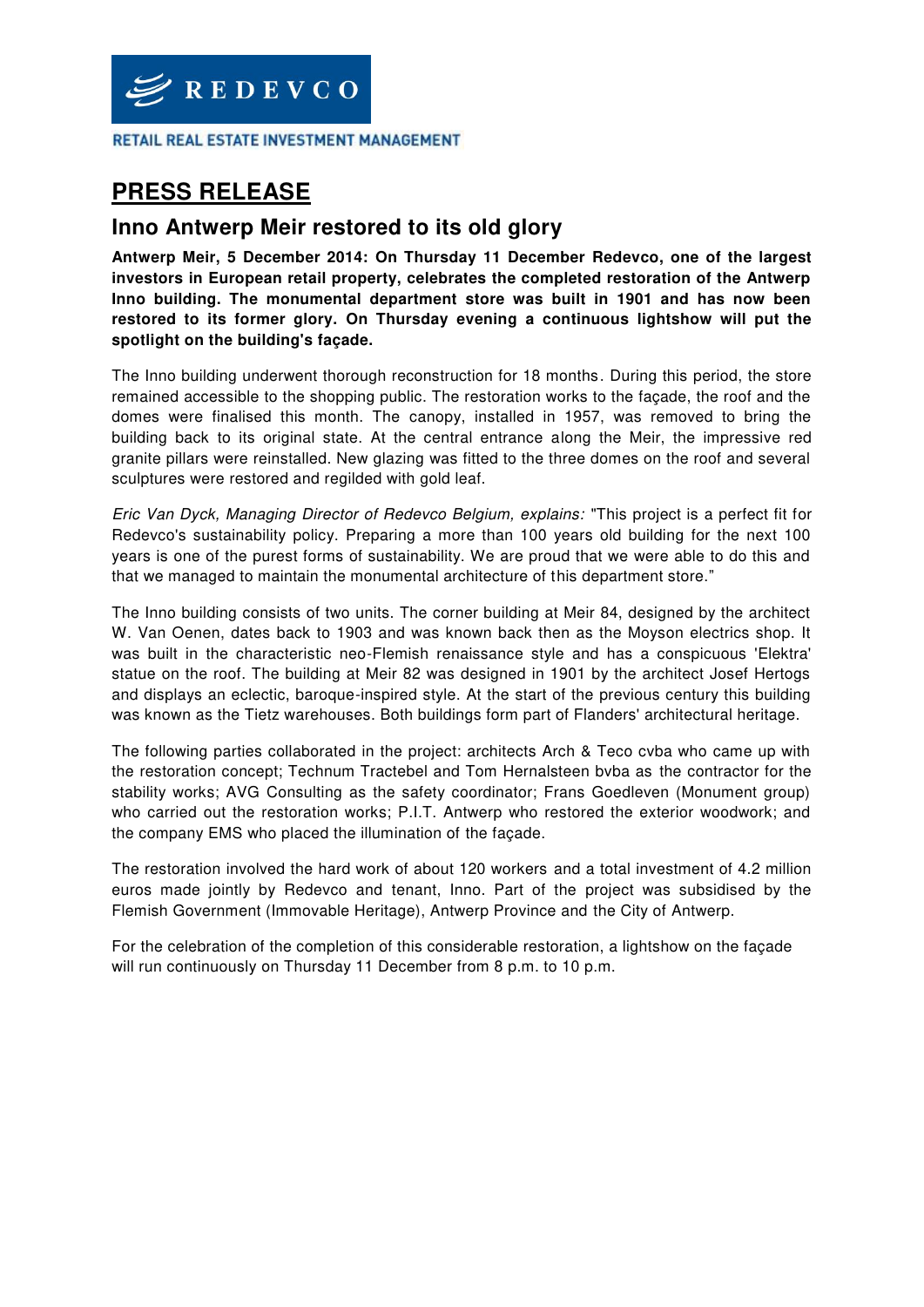REDEVCO

RETAIL REAL ESTATE INVESTMENT MANAGEMENT

# PRESS RELEASE

## Inno Antwerp Meir restored to its old glory

**Antwerp Meir, 5 December 2014: On Thursday 11 December Redevco, one of the largest investors in European retail property, celebrates the completed restoration of the Antwerp Inno building. The monumental department store was built in 1901 and has now been restored to its former glory. On Thursday evening a continuous lightshow will put the spotlight on the building's façade.**

The Inno building underwent thorough reconstruction for 18 months. During this period, the store remained accessible to the shopping public. The restoration works to the façade, the roof and the domes were finalised this month. The canopy, installed in 1957, was removed to bring the building back to its original state. At the central entrance along the Meir, the impressive red granite pillars were reinstalled. New glazing was fitted to the three domes on the roof and several sculptures were restored and regilded with gold leaf.

*Eric Van Dyck, Managing Director of Redevco Belgium, explains:* "This project is a perfect fit for Redevco's sustainability policy. Preparing a more than 100 years old building for the next 100 years is one of the purest forms of sustainability. We are proud that we were able to do this and that we managed to maintain the monumental architecture of this department store."

The Inno building consists of two units. The corner building at Meir 84, designed by the architect W. Van Oenen, dates back to 1903 and was known back then as the Moyson electrics shop. It was built in the characteristic neo-Flemish renaissance style and has a conspicuous 'Elektra' statue on the roof. The building at Meir 82 was designed in 1901 by the architect Josef Hertogs and displays an eclectic, baroque-inspired style. At the start of the previous century this building was known as the Tietz warehouses. Both buildings form part of Flanders' architectural heritage.

The following parties collaborated in the project: architects Arch & Teco cvba who came up with the restoration concept; Technum Tractebel and Tom Hernalsteen bvba as the contractor for the stability works; AVG Consulting as the safety coordinator; Frans Goedleven (Monument group) who carried out the restoration works; P.I.T. Antwerp who restored the exterior woodwork; and the company EMS who placed the illumination of the façade.

The restoration involved the hard work of about 120 workers and a total investment of 4.2 million euros made jointly by Redevco and tenant, Inno. Part of the project was subsidised by the Flemish Government (Immovable Heritage), Antwerp Province and the City of Antwerp.

For the celebration of the completion of this considerable restoration, a lightshow on the façade will run continuously on Thursday 11 December from 8 p.m. to 10 p.m.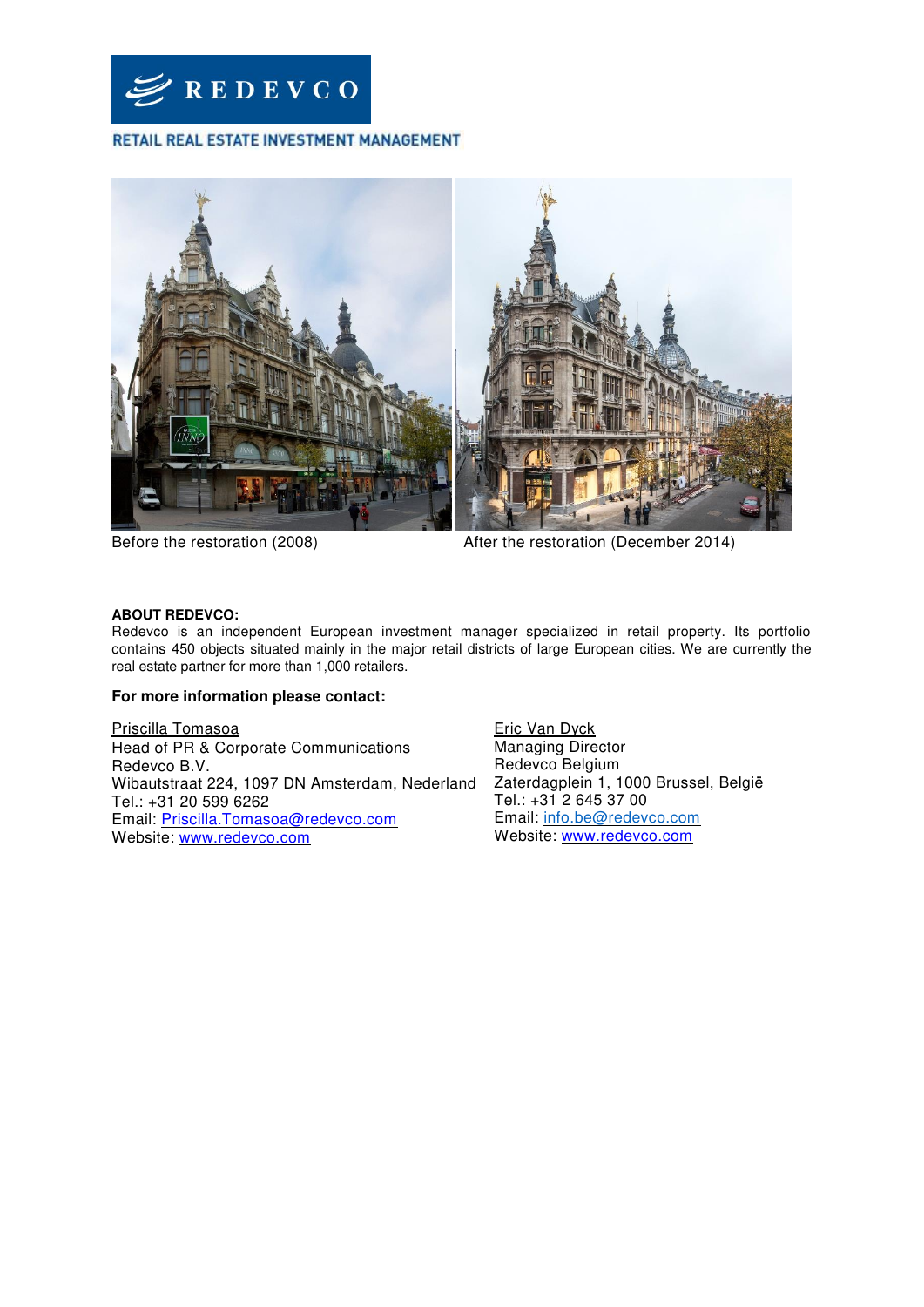REDEVCO

RETAIL REAL ESTATE INVESTMENT MANAGEMENT

Before the restoration (2008)

After the restoration (December 2014)

**ABOUT REDEVCO:**

Redevco is an independent European investment manager specialized in retail property. Its portfolio contains 450 objects situated mainly in the major retail districts of large European cities. We are currently the real estate partner for more than 1,000 retailers.

**For more information please contact:**

Priscilla Tomasoa
Head of PR & Corporate Communications
Redevco B.V.
Wibautstraat 224, 1097 DN Amsterdam, Nederland
Tel.: +31 20 599 6262
Email: Priscilla.Tomasoa@redevco.com
Website: www.redevco.com

Eric Van Dyck
Managing Director
Redevco Belgium
Zaterdagplein 1, 1000 Brussel, België
Tel.: +31 2 645 37 00
Email: info.be@redevco.com
Website: www.redevco.com